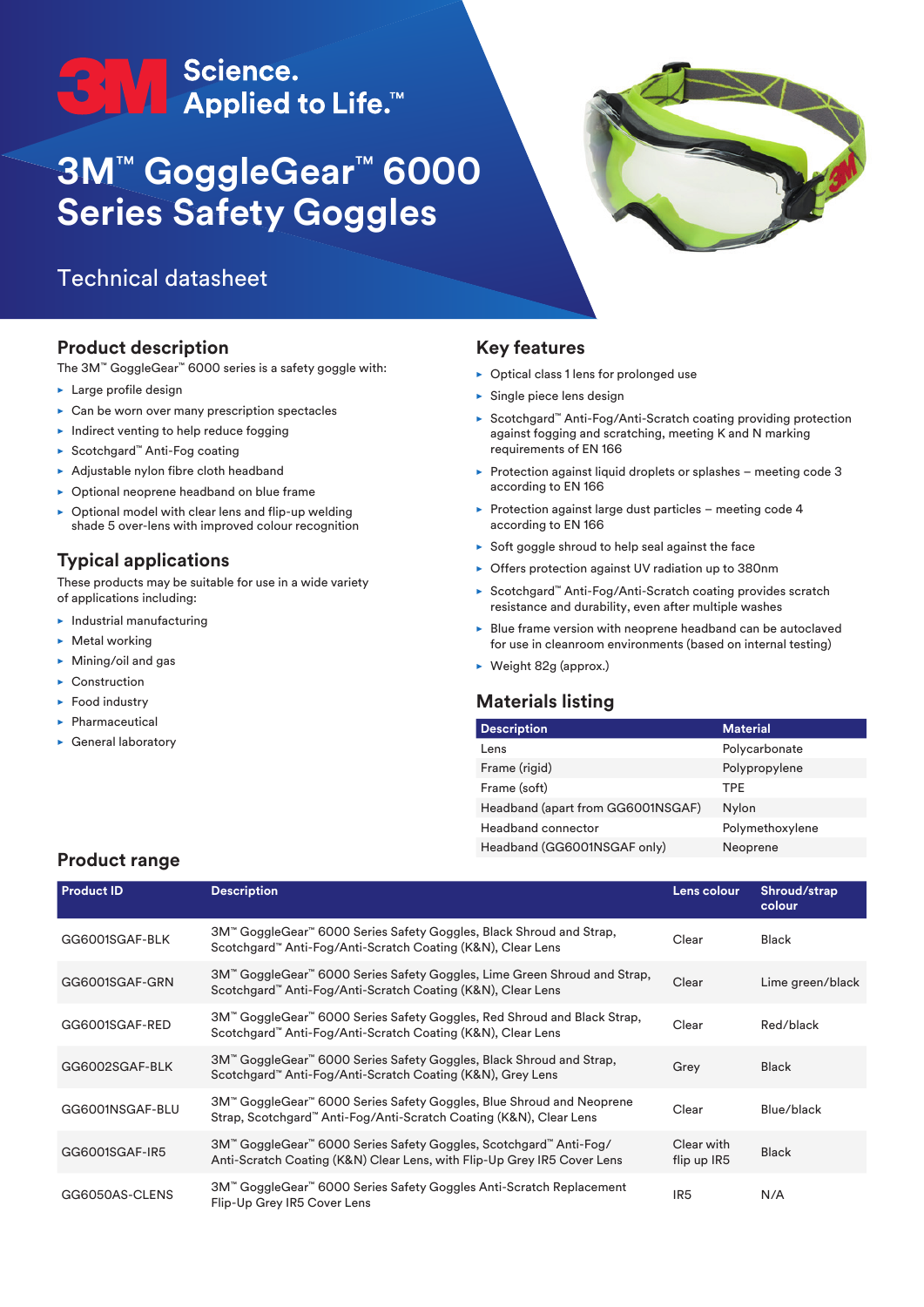Science.
Applied to Life.™

# 3M™ GoggleGear™ 6000 Series Safety Goggles

Technical datasheet

## Product description

The 3M™ GoggleGear™ 6000 series is a safety goggle with:

- Large profile design
- Can be worn over many prescription spectacles
- Indirect venting to help reduce fogging
- Scotchgard™ Anti-Fog coating
- Adjustable nylon fibre cloth headband
- Optional neoprene headband on blue frame
- Optional model with clear lens and flip-up welding shade 5 over-lens with improved colour recognition

## Typical applications

These products may be suitable for use in a wide variety of applications including:

- Industrial manufacturing
- Metal working
- Mining/oil and gas
- Construction
- Food industry
- Pharmaceutical
- General laboratory

## Key features

- Optical class 1 lens for prolonged use
- Single piece lens design
- Scotchgard™ Anti-Fog/Anti-Scratch coating providing protection against fogging and scratching, meeting K and N marking requirements of EN 166
- Protection against liquid droplets or splashes – meeting code 3 according to EN 166
- Protection against large dust particles – meeting code 4 according to EN 166
- Soft goggle shroud to help seal against the face
- Offers protection against UV radiation up to 380nm
- Scotchgard™ Anti-Fog/Anti-Scratch coating provides scratch resistance and durability, even after multiple washes
- Blue frame version with neoprene headband can be autoclaved for use in cleanroom environments (based on internal testing)
- Weight 82g (approx.)

## Materials listing

| Description | Material |
|---|---|
| Lens | Polycarbonate |
| Frame (rigid) | Polypropylene |
| Frame (soft) | TPE |
| Headband (apart from GG6001NSGAF) | Nylon |
| Headband connector | Polymethoxylene |
| Headband (GG6001NSGAF only) | Neoprene |

## Product range

| Product ID | Description | Lens colour | Shroud/strap colour |
|---|---|---|---|
| GG6001SGAF-BLK | 3M™ GoggleGear™ 6000 Series Safety Goggles, Black Shroud and Strap, Scotchgard™ Anti-Fog/Anti-Scratch Coating (K&N), Clear Lens | Clear | Black |
| GG6001SGAF-GRN | 3M™ GoggleGear™ 6000 Series Safety Goggles, Lime Green Shroud and Strap, Scotchgard™ Anti-Fog/Anti-Scratch Coating (K&N), Clear Lens | Clear | Lime green/black |
| GG6001SGAF-RED | 3M™ GoggleGear™ 6000 Series Safety Goggles, Red Shroud and Black Strap, Scotchgard™ Anti-Fog/Anti-Scratch Coating (K&N), Clear Lens | Clear | Red/black |
| GG6002SGAF-BLK | 3M™ GoggleGear™ 6000 Series Safety Goggles, Black Shroud and Strap, Scotchgard™ Anti-Fog/Anti-Scratch Coating (K&N), Grey Lens | Grey | Black |
| GG6001NSGAF-BLU | 3M™ GoggleGear™ 6000 Series Safety Goggles, Blue Shroud and Neoprene Strap, Scotchgard™ Anti-Fog/Anti-Scratch Coating (K&N), Clear Lens | Clear | Blue/black |
| GG6001SGAF-IR5 | 3M™ GoggleGear™ 6000 Series Safety Goggles, Scotchgard™ Anti-Fog/ Anti-Scratch Coating (K&N) Clear Lens, with Flip-Up Grey IR5 Cover Lens | Clear with flip up IR5 | Black |
| GG6050AS-CLENS | 3M™ GoggleGear™ 6000 Series Safety Goggles Anti-Scratch Replacement Flip-Up Grey IR5 Cover Lens | IR5 | N/A |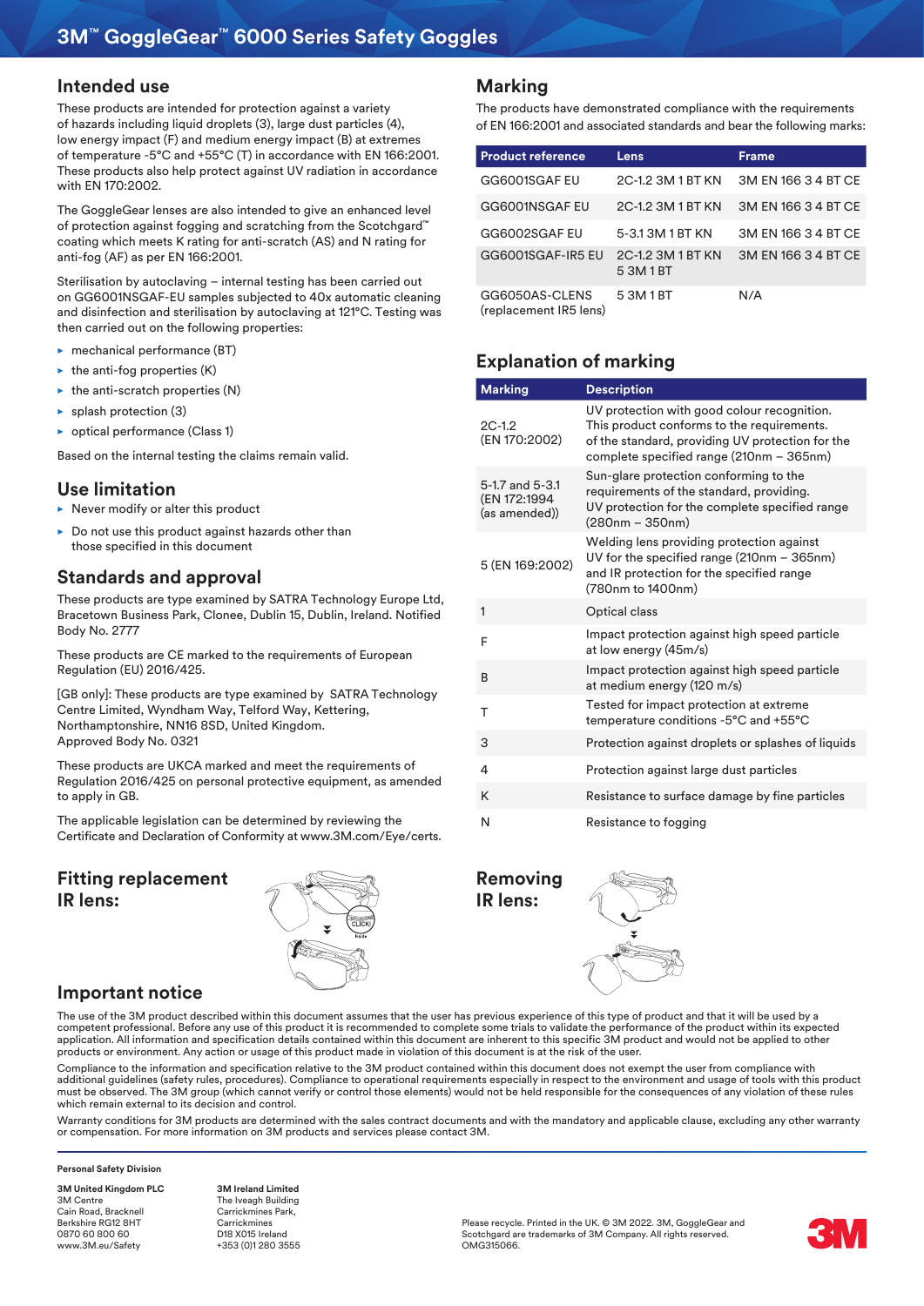# 3M™ GoggleGear™ 6000 Series Safety Goggles

## Intended use

These products are intended for protection against a variety of hazards including liquid droplets (3), large dust particles (4), low energy impact (F) and medium energy impact (B) at extremes of temperature -5°C and +55°C (T) in accordance with EN 166:2001. These products also help protect against UV radiation in accordance with EN 170:2002.

The GoggleGear lenses are also intended to give an enhanced level of protection against fogging and scratching from the Scotchgard™ coating which meets K rating for anti-scratch (AS) and N rating for anti-fog (AF) as per EN 166:2001.

Sterilisation by autoclaving – internal testing has been carried out on GG6001NSGAF-EU samples subjected to 40x automatic cleaning and disinfection and sterilisation by autoclaving at 121°C. Testing was then carried out on the following properties:

- mechanical performance (BT)
- the anti-fog properties (K)
- the anti-scratch properties (N)
- splash protection (3)
- optical performance (Class 1)

Based on the internal testing the claims remain valid.

## Use limitation

- Never modify or alter this product
- Do not use this product against hazards other than those specified in this document

## Standards and approval

These products are type examined by SATRA Technology Europe Ltd, Bracetown Business Park, Clonee, Dublin 15, Dublin, Ireland. Notified Body No. 2777

These products are CE marked to the requirements of European Regulation (EU) 2016/425.

[GB only]: These products are type examined by SATRA Technology Centre Limited, Wyndham Way, Telford Way, Kettering, Northamptonshire, NN16 8SD, United Kingdom. Approved Body No. 0321

These products are UKCA marked and meet the requirements of Regulation 2016/425 on personal protective equipment, as amended to apply in GB.

The applicable legislation can be determined by reviewing the Certificate and Declaration of Conformity at www.3M.com/Eye/certs.

## Marking

The products have demonstrated compliance with the requirements of EN 166:2001 and associated standards and bear the following marks:

| Product reference | Lens | Frame |
|---|---|---|
| GG6001SGAF EU | 2C-1.2 3M 1 BT KN | 3M EN 166 3 4 BT CE |
| GG6001NSGAF EU | 2C-1.2 3M 1 BT KN | 3M EN 166 3 4 BT CE |
| GG6002SGAF EU | 5-3.1 3M 1 BT KN | 3M EN 166 3 4 BT CE |
| GG6001SGAF-IR5 EU | 2C-1.2 3M 1 BT KN 5 3M 1 BT | 3M EN 166 3 4 BT CE |
| GG6050AS-CLENS (replacement IR5 lens) | 5 3M 1 BT | N/A |

## Explanation of marking

| Marking | Description |
|---|---|
| 2C-1.2 (EN 170:2002) | UV protection with good colour recognition. This product conforms to the requirements. of the standard, providing UV protection for the complete specified range (210nm – 365nm) |
| 5-1.7 and 5-3.1 (EN 172:1994 (as amended)) | Sun-glare protection conforming to the requirements of the standard, providing. UV protection for the complete specified range (280nm – 350nm) |
| 5 (EN 169:2002) | Welding lens providing protection against UV for the specified range (210nm – 365nm) and IR protection for the specified range (780nm to 1400nm) |
| 1 | Optical class |
| F | Impact protection against high speed particle at low energy (45m/s) |
| B | Impact protection against high speed particle at medium energy (120 m/s) |
| T | Tested for impact protection at extreme temperature conditions -5°C and +55°C |
| 3 | Protection against droplets or splashes of liquids |
| 4 | Protection against large dust particles |
| K | Resistance to surface damage by fine particles |
| N | Resistance to fogging |

## Fitting replacement IR lens:

## Removing IR lens:

## Important notice

The use of the 3M product described within this document assumes that the user has previous experience of this type of product and that it will be used by a competent professional. Before any use of this product it is recommended to complete some trials to validate the performance of the product within its expected application. All information and specification details contained within this document are inherent to this specific 3M product and would not be applied to other products or environment. Any action or usage of this product made in violation of this document is at the risk of the user.

Compliance to the information and specification relative to the 3M product contained within this document does not exempt the user from compliance with additional guidelines (safety rules, procedures). Compliance to operational requirements especially in respect to the environment and usage of tools with this product must be observed. The 3M group (which cannot verify or control those elements) would not be held responsible for the consequences of any violation of these rules which remain external to its decision and control.

Warranty conditions for 3M products are determined with the sales contract documents and with the mandatory and applicable clause, excluding any other warranty or compensation. For more information on 3M products and services please contact 3M.

**Personal Safety Division**

**3M United Kingdom PLC**
3M Centre
Cain Road, Bracknell
Berkshire RG12 8HT
0870 60 800 60
www.3M.eu/Safety

**3M Ireland Limited**
The Iveagh Building
Carrickmines Park,
Carrickmines
D18 X015 Ireland
+353 (0)1 280 3555

Please recycle. Printed in the UK. © 3M 2022. 3M, GoggleGear and Scotchgard are trademarks of 3M Company. All rights reserved.
OMG315066.